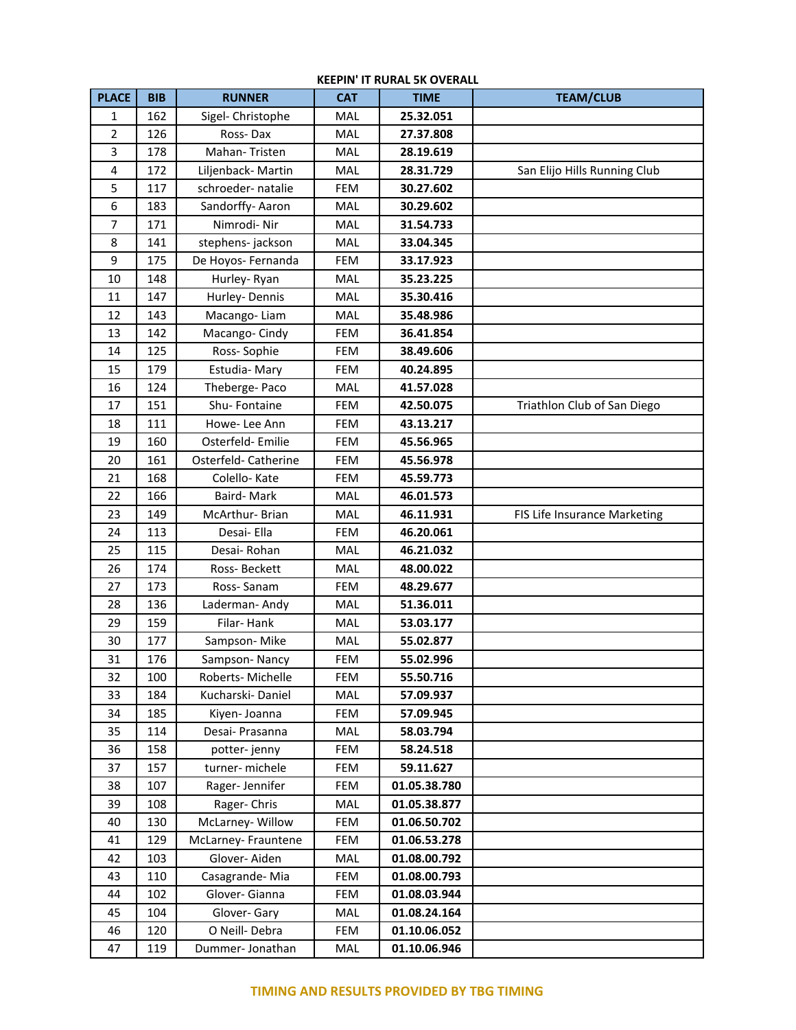## KEEPIN' IT RURAL 5K OVERALL

| PLACE | BIB | RUNNER | CAT | TIME | TEAM/CLUB |
|---|---|---|---|---|---|
| 1 | 162 | Sigel- Christophe | MAL | **25.32.051** | |
| 2 | 126 | Ross- Dax | MAL | **27.37.808** | |
| 3 | 178 | Mahan- Tristen | MAL | **28.19.619** | |
| 4 | 172 | Liljenback- Martin | MAL | **28.31.729** | San Elijo Hills Running Club |
| 5 | 117 | schroeder- natalie | FEM | **30.27.602** | |
| 6 | 183 | Sandorffy- Aaron | MAL | **30.29.602** | |
| 7 | 171 | Nimrodi- Nir | MAL | **31.54.733** | |
| 8 | 141 | stephens- jackson | MAL | **33.04.345** | |
| 9 | 175 | De Hoyos- Fernanda | FEM | **33.17.923** | |
| 10 | 148 | Hurley- Ryan | MAL | **35.23.225** | |
| 11 | 147 | Hurley- Dennis | MAL | **35.30.416** | |
| 12 | 143 | Macango- Liam | MAL | **35.48.986** | |
| 13 | 142 | Macango- Cindy | FEM | **36.41.854** | |
| 14 | 125 | Ross- Sophie | FEM | **38.49.606** | |
| 15 | 179 | Estudia- Mary | FEM | **40.24.895** | |
| 16 | 124 | Theberge- Paco | MAL | **41.57.028** | |
| 17 | 151 | Shu- Fontaine | FEM | **42.50.075** | Triathlon Club of San Diego |
| 18 | 111 | Howe- Lee Ann | FEM | **43.13.217** | |
| 19 | 160 | Osterfeld- Emilie | FEM | **45.56.965** | |
| 20 | 161 | Osterfeld- Catherine | FEM | **45.56.978** | |
| 21 | 168 | Colello- Kate | FEM | **45.59.773** | |
| 22 | 166 | Baird- Mark | MAL | **46.01.573** | |
| 23 | 149 | McArthur- Brian | MAL | **46.11.931** | FIS Life Insurance Marketing |
| 24 | 113 | Desai- Ella | FEM | **46.20.061** | |
| 25 | 115 | Desai- Rohan | MAL | **46.21.032** | |
| 26 | 174 | Ross- Beckett | MAL | **48.00.022** | |
| 27 | 173 | Ross- Sanam | FEM | **48.29.677** | |
| 28 | 136 | Laderman- Andy | MAL | **51.36.011** | |
| 29 | 159 | Filar- Hank | MAL | **53.03.177** | |
| 30 | 177 | Sampson- Mike | MAL | **55.02.877** | |
| 31 | 176 | Sampson- Nancy | FEM | **55.02.996** | |
| 32 | 100 | Roberts- Michelle | FEM | **55.50.716** | |
| 33 | 184 | Kucharski- Daniel | MAL | **57.09.937** | |
| 34 | 185 | Kiyen- Joanna | FEM | **57.09.945** | |
| 35 | 114 | Desai- Prasanna | MAL | **58.03.794** | |
| 36 | 158 | potter- jenny | FEM | **58.24.518** | |
| 37 | 157 | turner- michele | FEM | **59.11.627** | |
| 38 | 107 | Rager- Jennifer | FEM | **01.05.38.780** | |
| 39 | 108 | Rager- Chris | MAL | **01.05.38.877** | |
| 40 | 130 | McLarney- Willow | FEM | **01.06.50.702** | |
| 41 | 129 | McLarney- Frauntene | FEM | **01.06.53.278** | |
| 42 | 103 | Glover- Aiden | MAL | **01.08.00.792** | |
| 43 | 110 | Casagrande- Mia | FEM | **01.08.00.793** | |
| 44 | 102 | Glover- Gianna | FEM | **01.08.03.944** | |
| 45 | 104 | Glover- Gary | MAL | **01.08.24.164** | |
| 46 | 120 | O Neill- Debra | FEM | **01.10.06.052** | |
| 47 | 119 | Dummer- Jonathan | MAL | **01.10.06.946** | |

**TIMING AND RESULTS PROVIDED BY TBG TIMING**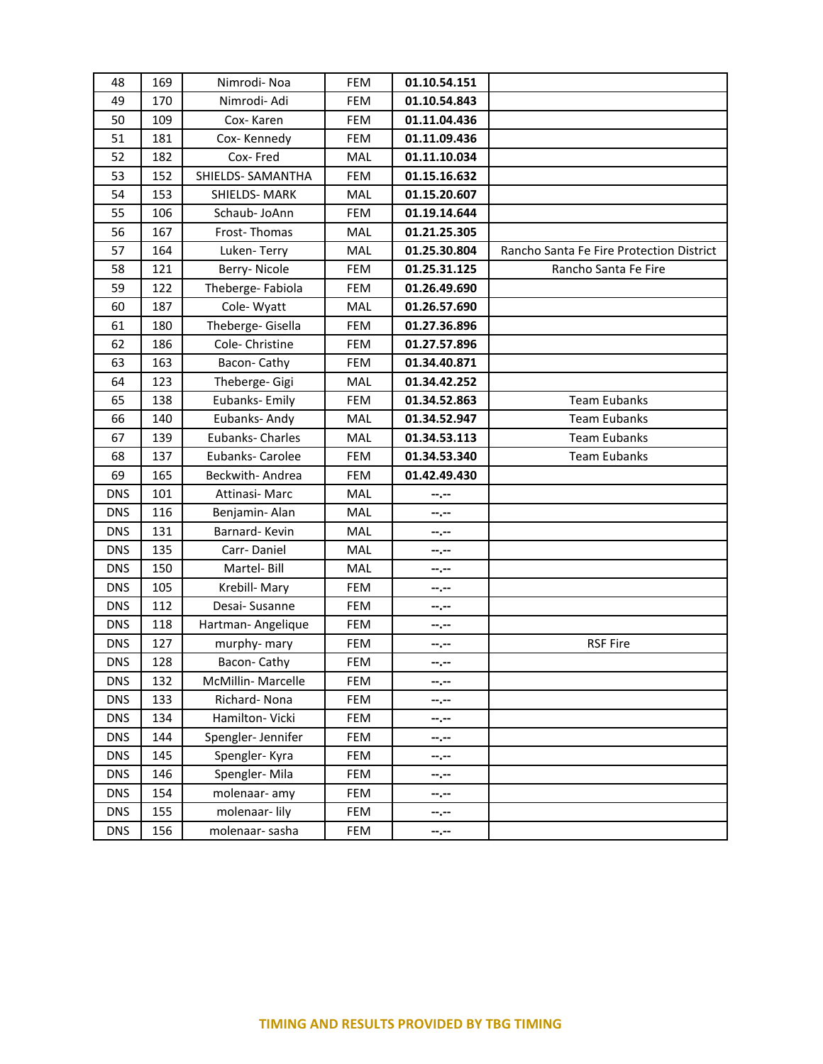| | | | | | |
|---|---|---|---|---|---|
| 48 | 169 | Nimrodi- Noa | FEM | **01.10.54.151** | |
| 49 | 170 | Nimrodi- Adi | FEM | **01.10.54.843** | |
| 50 | 109 | Cox- Karen | FEM | **01.11.04.436** | |
| 51 | 181 | Cox- Kennedy | FEM | **01.11.09.436** | |
| 52 | 182 | Cox- Fred | MAL | **01.11.10.034** | |
| 53 | 152 | SHIELDS- SAMANTHA | FEM | **01.15.16.632** | |
| 54 | 153 | SHIELDS- MARK | MAL | **01.15.20.607** | |
| 55 | 106 | Schaub- JoAnn | FEM | **01.19.14.644** | |
| 56 | 167 | Frost- Thomas | MAL | **01.21.25.305** | |
| 57 | 164 | Luken- Terry | MAL | **01.25.30.804** | Rancho Santa Fe Fire Protection District |
| 58 | 121 | Berry- Nicole | FEM | **01.25.31.125** | Rancho Santa Fe Fire |
| 59 | 122 | Theberge- Fabiola | FEM | **01.26.49.690** | |
| 60 | 187 | Cole- Wyatt | MAL | **01.26.57.690** | |
| 61 | 180 | Theberge- Gisella | FEM | **01.27.36.896** | |
| 62 | 186 | Cole- Christine | FEM | **01.27.57.896** | |
| 63 | 163 | Bacon- Cathy | FEM | **01.34.40.871** | |
| 64 | 123 | Theberge- Gigi | MAL | **01.34.42.252** | |
| 65 | 138 | Eubanks- Emily | FEM | **01.34.52.863** | Team Eubanks |
| 66 | 140 | Eubanks- Andy | MAL | **01.34.52.947** | Team Eubanks |
| 67 | 139 | Eubanks- Charles | MAL | **01.34.53.113** | Team Eubanks |
| 68 | 137 | Eubanks- Carolee | FEM | **01.34.53.340** | Team Eubanks |
| 69 | 165 | Beckwith- Andrea | FEM | **01.42.49.430** | |
| DNS | 101 | Attinasi- Marc | MAL | **--.--** | |
| DNS | 116 | Benjamin- Alan | MAL | **--.--** | |
| DNS | 131 | Barnard- Kevin | MAL | **--.--** | |
| DNS | 135 | Carr- Daniel | MAL | **--.--** | |
| DNS | 150 | Martel- Bill | MAL | **--.--** | |
| DNS | 105 | Krebill- Mary | FEM | **--.--** | |
| DNS | 112 | Desai- Susanne | FEM | **--.--** | |
| DNS | 118 | Hartman- Angelique | FEM | **--.--** | |
| DNS | 127 | murphy- mary | FEM | **--.--** | RSF Fire |
| DNS | 128 | Bacon- Cathy | FEM | **--.--** | |
| DNS | 132 | McMillin- Marcelle | FEM | **--.--** | |
| DNS | 133 | Richard- Nona | FEM | **--.--** | |
| DNS | 134 | Hamilton- Vicki | FEM | **--.--** | |
| DNS | 144 | Spengler- Jennifer | FEM | **--.--** | |
| DNS | 145 | Spengler- Kyra | FEM | **--.--** | |
| DNS | 146 | Spengler- Mila | FEM | **--.--** | |
| DNS | 154 | molenaar- amy | FEM | **--.--** | |
| DNS | 155 | molenaar- lily | FEM | **--.--** | |
| DNS | 156 | molenaar- sasha | FEM | **--.--** | |

**TIMING AND RESULTS PROVIDED BY TBG TIMING**